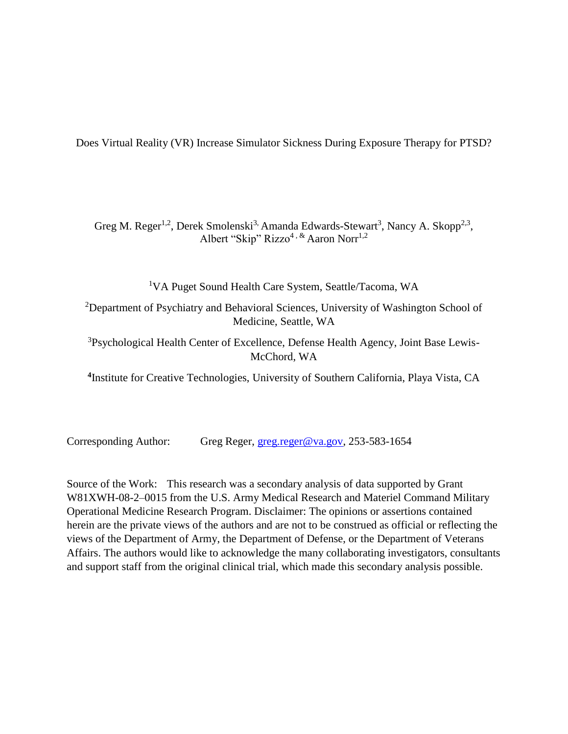# Does Virtual Reality (VR) Increase Simulator Sickness During Exposure Therapy for PTSD?

Greg M. Reger[1,2], Derek Smolenski[3,] Amanda Edwards-Stewart[3], Nancy A. Skopp[2,3], Albert "Skip" Rizzo[4] , & Aaron Norr[1,2]

[1]VA Puget Sound Health Care System, Seattle/Tacoma, WA

[2]Department of Psychiatry and Behavioral Sciences, University of Washington School of Medicine, Seattle, WA

[3]Psychological Health Center of Excellence, Defense Health Agency, Joint Base Lewis-McChord, WA

[4]Institute for Creative Technologies, University of Southern California, Playa Vista, CA

Corresponding Author: Greg Reger, greg.reger@va.gov, 253-583-1654

Source of the Work: This research was a secondary analysis of data supported by Grant W81XWH-08-2–0015 from the U.S. Army Medical Research and Materiel Command Military Operational Medicine Research Program. Disclaimer: The opinions or assertions contained herein are the private views of the authors and are not to be construed as official or reflecting the views of the Department of Army, the Department of Defense, or the Department of Veterans Affairs. The authors would like to acknowledge the many collaborating investigators, consultants and support staff from the original clinical trial, which made this secondary analysis possible.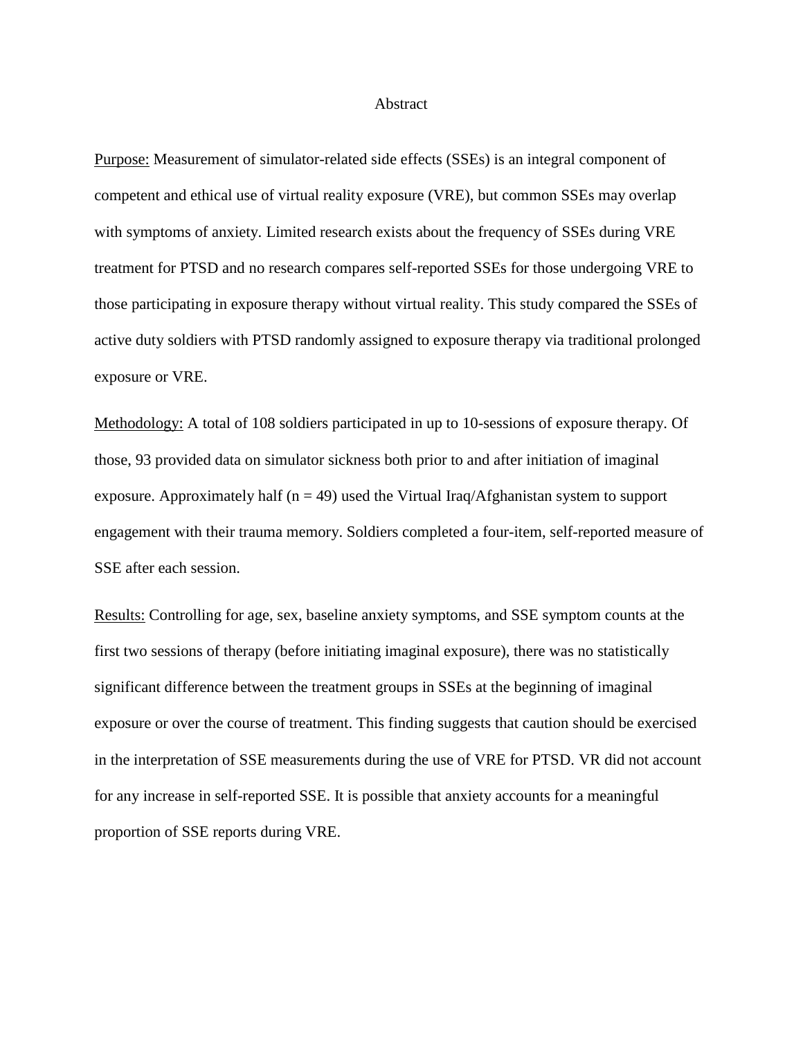# Abstract

Purpose: Measurement of simulator-related side effects (SSEs) is an integral component of competent and ethical use of virtual reality exposure (VRE), but common SSEs may overlap with symptoms of anxiety. Limited research exists about the frequency of SSEs during VRE treatment for PTSD and no research compares self-reported SSEs for those undergoing VRE to those participating in exposure therapy without virtual reality. This study compared the SSEs of active duty soldiers with PTSD randomly assigned to exposure therapy via traditional prolonged exposure or VRE.

Methodology: A total of 108 soldiers participated in up to 10-sessions of exposure therapy. Of those, 93 provided data on simulator sickness both prior to and after initiation of imaginal exposure. Approximately half ($n = 49$) used the Virtual Iraq/Afghanistan system to support engagement with their trauma memory. Soldiers completed a four-item, self-reported measure of SSE after each session.

Results: Controlling for age, sex, baseline anxiety symptoms, and SSE symptom counts at the first two sessions of therapy (before initiating imaginal exposure), there was no statistically significant difference between the treatment groups in SSEs at the beginning of imaginal exposure or over the course of treatment. This finding suggests that caution should be exercised in the interpretation of SSE measurements during the use of VRE for PTSD. VR did not account for any increase in self-reported SSE. It is possible that anxiety accounts for a meaningful proportion of SSE reports during VRE.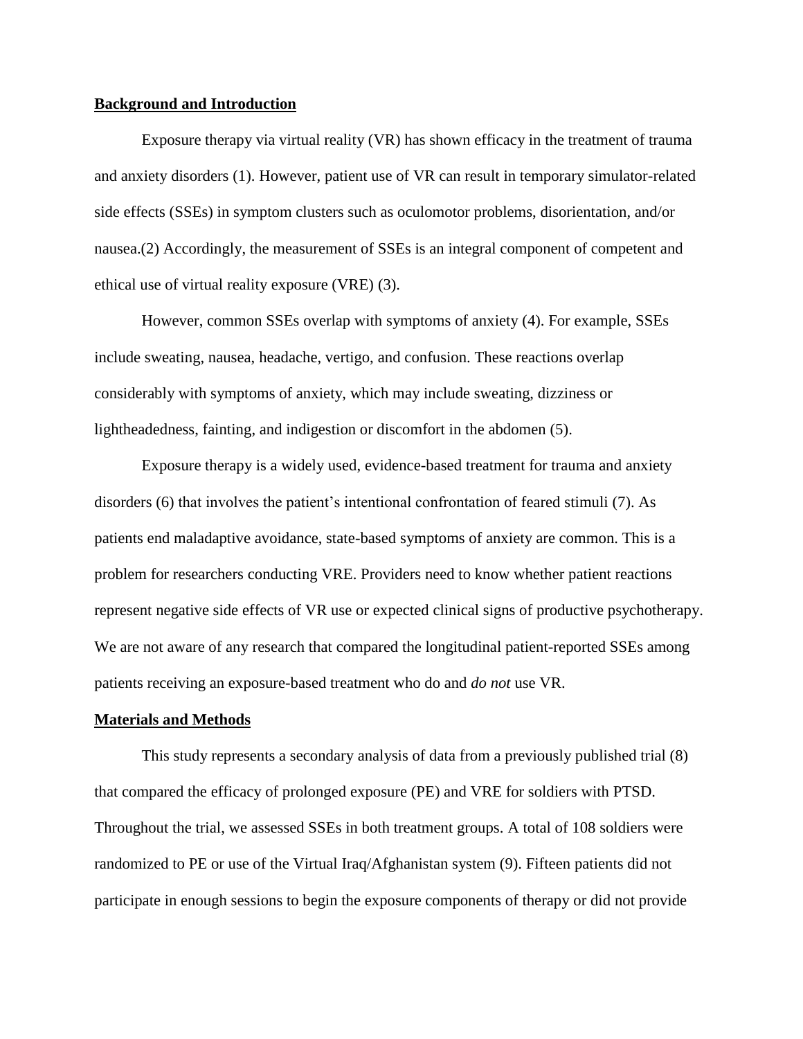## Background and Introduction

Exposure therapy via virtual reality (VR) has shown efficacy in the treatment of trauma and anxiety disorders (1). However, patient use of VR can result in temporary simulator-related side effects (SSEs) in symptom clusters such as oculomotor problems, disorientation, and/or nausea.(2) Accordingly, the measurement of SSEs is an integral component of competent and ethical use of virtual reality exposure (VRE) (3).

However, common SSEs overlap with symptoms of anxiety (4). For example, SSEs include sweating, nausea, headache, vertigo, and confusion. These reactions overlap considerably with symptoms of anxiety, which may include sweating, dizziness or lightheadedness, fainting, and indigestion or discomfort in the abdomen (5).

Exposure therapy is a widely used, evidence-based treatment for trauma and anxiety disorders (6) that involves the patient's intentional confrontation of feared stimuli (7). As patients end maladaptive avoidance, state-based symptoms of anxiety are common. This is a problem for researchers conducting VRE. Providers need to know whether patient reactions represent negative side effects of VR use or expected clinical signs of productive psychotherapy. We are not aware of any research that compared the longitudinal patient-reported SSEs among patients receiving an exposure-based treatment who do and *do not* use VR.

## Materials and Methods

This study represents a secondary analysis of data from a previously published trial (8) that compared the efficacy of prolonged exposure (PE) and VRE for soldiers with PTSD. Throughout the trial, we assessed SSEs in both treatment groups. A total of 108 soldiers were randomized to PE or use of the Virtual Iraq/Afghanistan system (9). Fifteen patients did not participate in enough sessions to begin the exposure components of therapy or did not provide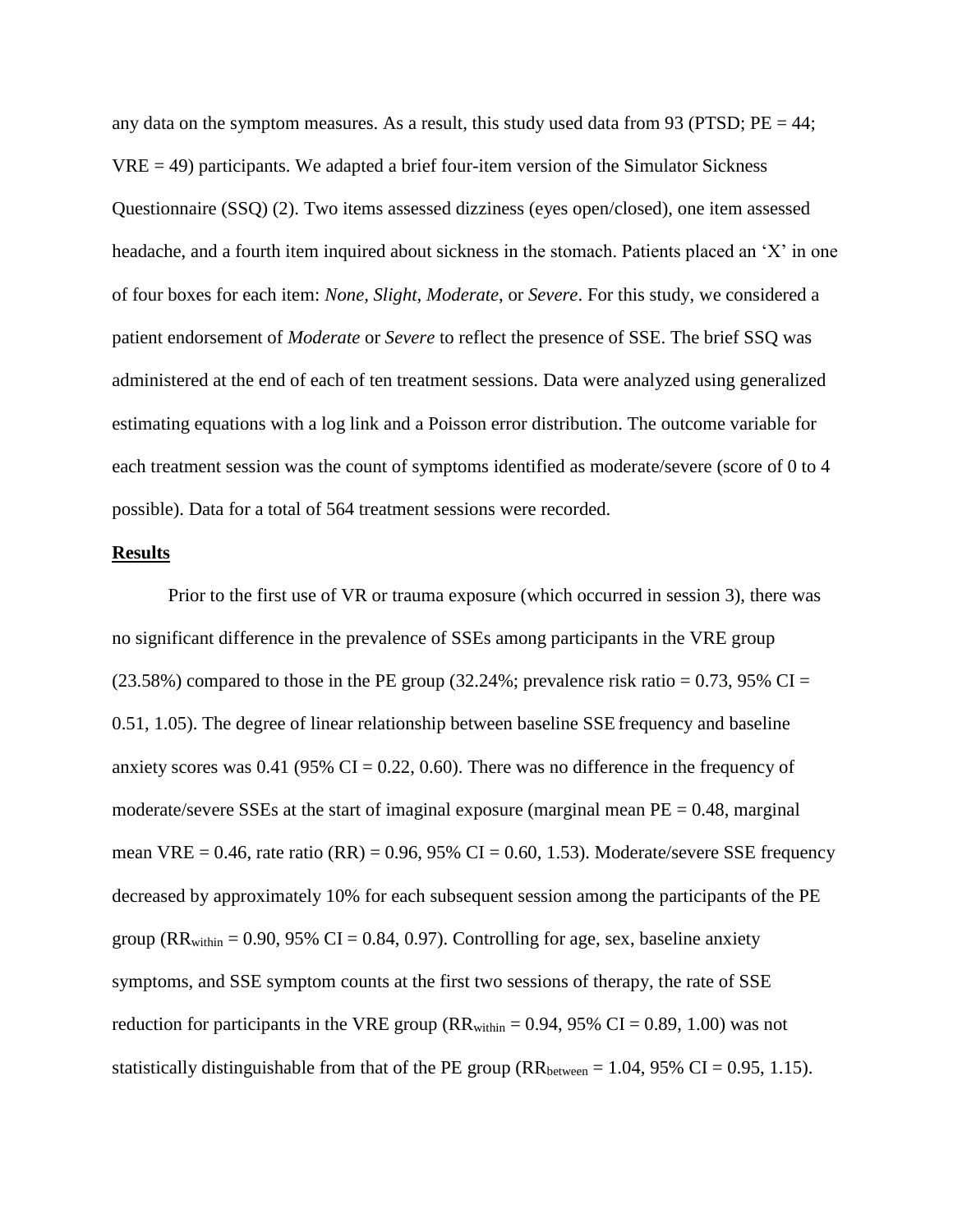any data on the symptom measures. As a result, this study used data from 93 (PTSD; PE = 44; VRE = 49) participants. We adapted a brief four-item version of the Simulator Sickness Questionnaire (SSQ) (2). Two items assessed dizziness (eyes open/closed), one item assessed headache, and a fourth item inquired about sickness in the stomach. Patients placed an 'X' in one of four boxes for each item: *None, Slight, Moderate*, or *Severe*. For this study, we considered a patient endorsement of *Moderate* or *Severe* to reflect the presence of SSE. The brief SSQ was administered at the end of each of ten treatment sessions. Data were analyzed using generalized estimating equations with a log link and a Poisson error distribution. The outcome variable for each treatment session was the count of symptoms identified as moderate/severe (score of 0 to 4 possible). Data for a total of 564 treatment sessions were recorded.

## Results

Prior to the first use of VR or trauma exposure (which occurred in session 3), there was no significant difference in the prevalence of SSEs among participants in the VRE group (23.58%) compared to those in the PE group (32.24%; prevalence risk ratio = 0.73, 95% CI = 0.51, 1.05). The degree of linear relationship between baseline SSE frequency and baseline anxiety scores was 0.41 (95% CI = 0.22, 0.60). There was no difference in the frequency of moderate/severe SSEs at the start of imaginal exposure (marginal mean PE = 0.48, marginal mean VRE = 0.46, rate ratio (RR) = 0.96, 95% CI = 0.60, 1.53). Moderate/severe SSE frequency decreased by approximately 10% for each subsequent session among the participants of the PE group ($RR_{within}$ = 0.90, 95% CI = 0.84, 0.97). Controlling for age, sex, baseline anxiety symptoms, and SSE symptom counts at the first two sessions of therapy, the rate of SSE reduction for participants in the VRE group ($RR_{within}$ = 0.94, 95% CI = 0.89, 1.00) was not statistically distinguishable from that of the PE group ($RR_{between}$ = 1.04, 95% CI = 0.95, 1.15).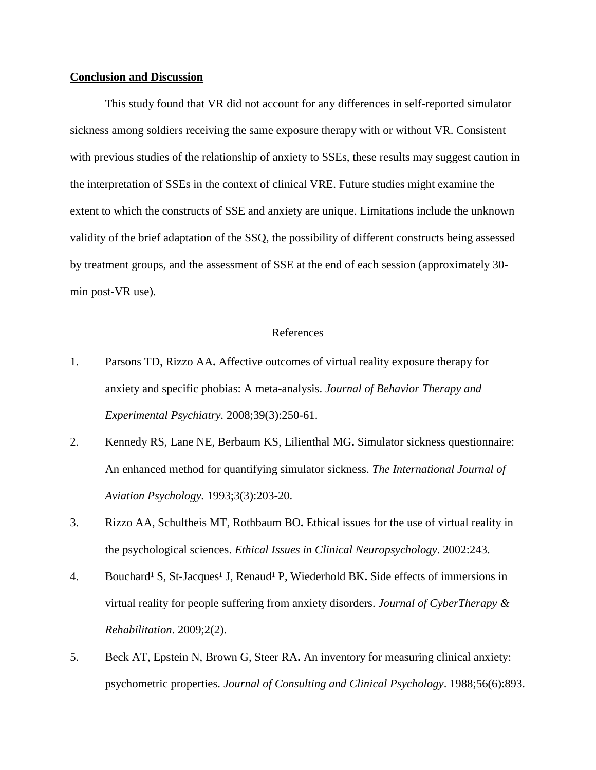## Conclusion and Discussion

This study found that VR did not account for any differences in self-reported simulator sickness among soldiers receiving the same exposure therapy with or without VR. Consistent with previous studies of the relationship of anxiety to SSEs, these results may suggest caution in the interpretation of SSEs in the context of clinical VRE. Future studies might examine the extent to which the constructs of SSE and anxiety are unique. Limitations include the unknown validity of the brief adaptation of the SSQ, the possibility of different constructs being assessed by treatment groups, and the assessment of SSE at the end of each session (approximately 30-min post-VR use).

## References

1. Parsons TD, Rizzo AA**.** Affective outcomes of virtual reality exposure therapy for anxiety and specific phobias: A meta-analysis. *Journal of Behavior Therapy and Experimental Psychiatry.* 2008;39(3):250-61.
2. Kennedy RS, Lane NE, Berbaum KS, Lilienthal MG**.** Simulator sickness questionnaire: An enhanced method for quantifying simulator sickness. *The International Journal of Aviation Psychology.* 1993;3(3):203-20.
3. Rizzo AA, Schultheis MT, Rothbaum BO**.** Ethical issues for the use of virtual reality in the psychological sciences. *Ethical Issues in Clinical Neuropsychology*. 2002:243.
4. Bouchard[1] S, St-Jacques[1] J, Renaud[1] P, Wiederhold BK**.** Side effects of immersions in virtual reality for people suffering from anxiety disorders. *Journal of CyberTherapy & Rehabilitation*. 2009;2(2).
5. Beck AT, Epstein N, Brown G, Steer RA**.** An inventory for measuring clinical anxiety: psychometric properties. *Journal of Consulting and Clinical Psychology*. 1988;56(6):893.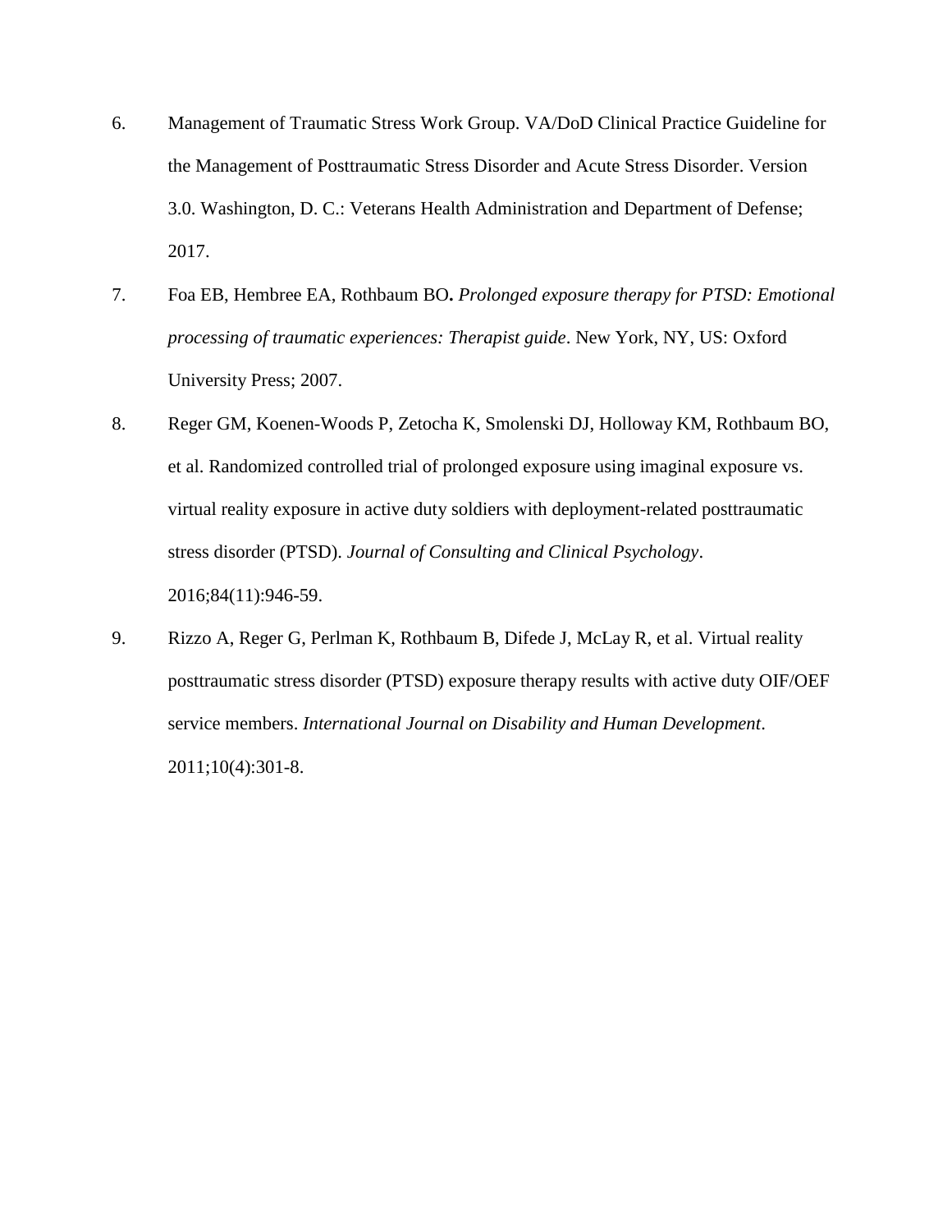6. Management of Traumatic Stress Work Group. VA/DoD Clinical Practice Guideline for the Management of Posttraumatic Stress Disorder and Acute Stress Disorder. Version 3.0. Washington, D. C.: Veterans Health Administration and Department of Defense; 2017.

7. Foa EB, Hembree EA, Rothbaum BO**.** *Prolonged exposure therapy for PTSD: Emotional processing of traumatic experiences: Therapist guide*. New York, NY, US: Oxford University Press; 2007.

8. Reger GM, Koenen-Woods P, Zetocha K, Smolenski DJ, Holloway KM, Rothbaum BO, et al. Randomized controlled trial of prolonged exposure using imaginal exposure vs. virtual reality exposure in active duty soldiers with deployment-related posttraumatic stress disorder (PTSD). *Journal of Consulting and Clinical Psychology*. 2016;84(11):946-59.

9. Rizzo A, Reger G, Perlman K, Rothbaum B, Difede J, McLay R, et al. Virtual reality posttraumatic stress disorder (PTSD) exposure therapy results with active duty OIF/OEF service members. *International Journal on Disability and Human Development*. 2011;10(4):301-8.